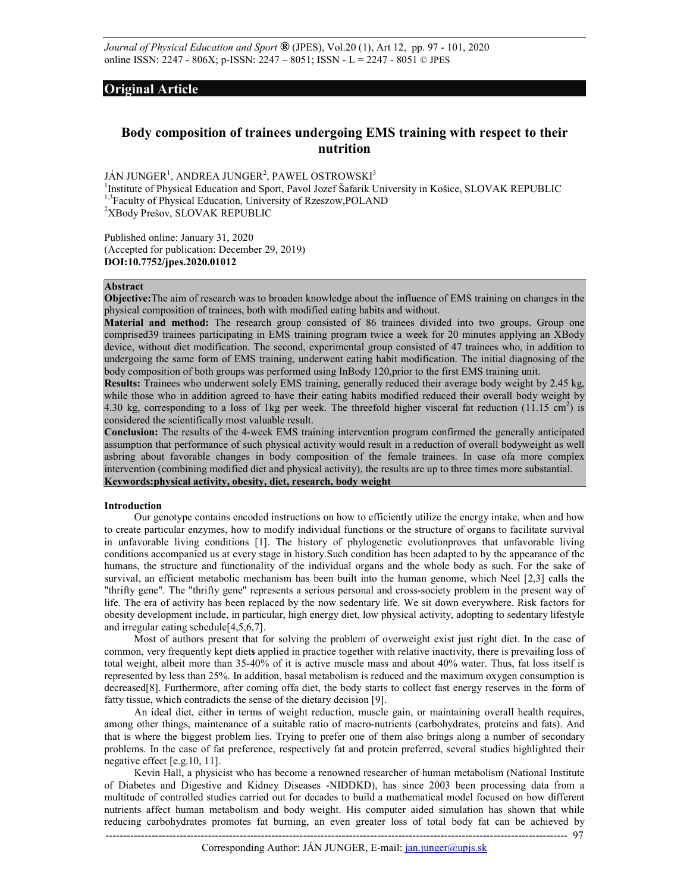## Original Article

# Body composition of trainees undergoing EMS training with respect to their nutrition

JÁN JUNGER[1], ANDREA JUNGER[2], PAWEL OSTROWSKI[3]

[1]Institute of Physical Education and Sport, Pavol Jozef Šafarik University in Košice, SLOVAK REPUBLIC
[1,3]Faculty of Physical Education, University of Rzeszow,POLAND
[2]XBody Prešov, SLOVAK REPUBLIC

Published online: January 31, 2020
(Accepted for publication: December 29, 2019)
**DOI:10.7752/jpes.2020.01012**

### Abstract

**Objective:**The aim of research was to broaden knowledge about the influence of EMS training on changes in the physical composition of trainees, both with modified eating habits and without.

**Material and method:** The research group consisted of 86 trainees divided into two groups. Group one comprised39 trainees participating in EMS training program twice a week for 20 minutes applying an XBody device, without diet modification. The second, experimental group consisted of 47 trainees who, in addition to undergoing the same form of EMS training, underwent eating habit modification. The initial diagnosing of the body composition of both groups was performed using InBody 120,prior to the first EMS training unit.

**Results:** Trainees who underwent solely EMS training, generally reduced their average body weight by 2.45 kg, while those who in addition agreed to have their eating habits modified reduced their overall body weight by 4.30 kg, corresponding to a loss of 1kg per week. The threefold higher visceral fat reduction (11.15 cm$^2$) is considered the scientifically most valuable result.

**Conclusion:** The results of the 4-week EMS training intervention program confirmed the generally anticipated assumption that performance of such physical activity would result in a reduction of overall bodyweight as well asbring about favorable changes in body composition of the female trainees. In case ofa more complex intervention (combining modified diet and physical activity), the results are up to three times more substantial.

**Keywords:physical activity, obesity, diet, research, body weight**

### Introduction

Our genotype contains encoded instructions on how to efficiently utilize the energy intake, when and how to create particular enzymes, how to modify individual functions or the structure of organs to facilitate survival in unfavorable living conditions [1]. The history of phylogenetic evolutionproves that unfavorable living conditions accompanied us at every stage in history.Such condition has been adapted to by the appearance of the humans, the structure and functionality of the individual organs and the whole body as such. For the sake of survival, an efficient metabolic mechanism has been built into the human genome, which Neel [2,3] calls the "thrifty gene". The "thrifty gene" represents a serious personal and cross-society problem in the present way of life. The era of activity has been replaced by the now sedentary life. We sit down everywhere. Risk factors for obesity development include, in particular, high energy diet, low physical activity, adopting to sedentary lifestyle and irregular eating schedule[4,5,6,7].

Most of authors present that for solving the problem of overweight exist just right diet. In the case of common, very frequently kept diet**s** applied in practice together with relative inactivity, there is prevailing loss of total weight, albeit more than 35-40% of it is active muscle mass and about 40% water. Thus, fat loss itself is represented by less than 25%. In addition, basal metabolism is reduced and the maximum oxygen consumption is decreased[8]. Furthermore, after coming offa diet, the body starts to collect fast energy reserves in the form of fatty tissue, which contradicts the sense of the dietary decision [9].

An ideal diet, either in terms of weight reduction, muscle gain, or maintaining overall health requires, among other things, maintenance of a suitable ratio of macro-nutrients (carbohydrates, proteins and fats). And that is where the biggest problem lies. Trying to prefer one of them also brings along a number of secondary problems. In the case of fat preference, respectively fat and protein preferred, several studies highlighted their negative effect [e.g.10, 11].

Kevin Hall, a physicist who has become a renowned researcher of human metabolism (National Institute of Diabetes and Digestive and Kidney Diseases -NIDDKD), has since 2003 been processing data from a multitude of controlled studies carried out for decades to build a mathematical model focused on how different nutrients affect human metabolism and body weight. His computer aided simulation has shown that while reducing carbohydrates promotes fat burning, an even greater loss of total body fat can be achieved by

Corresponding Author: JÁN JUNGER, E-mail: jan.junger@upjs.sk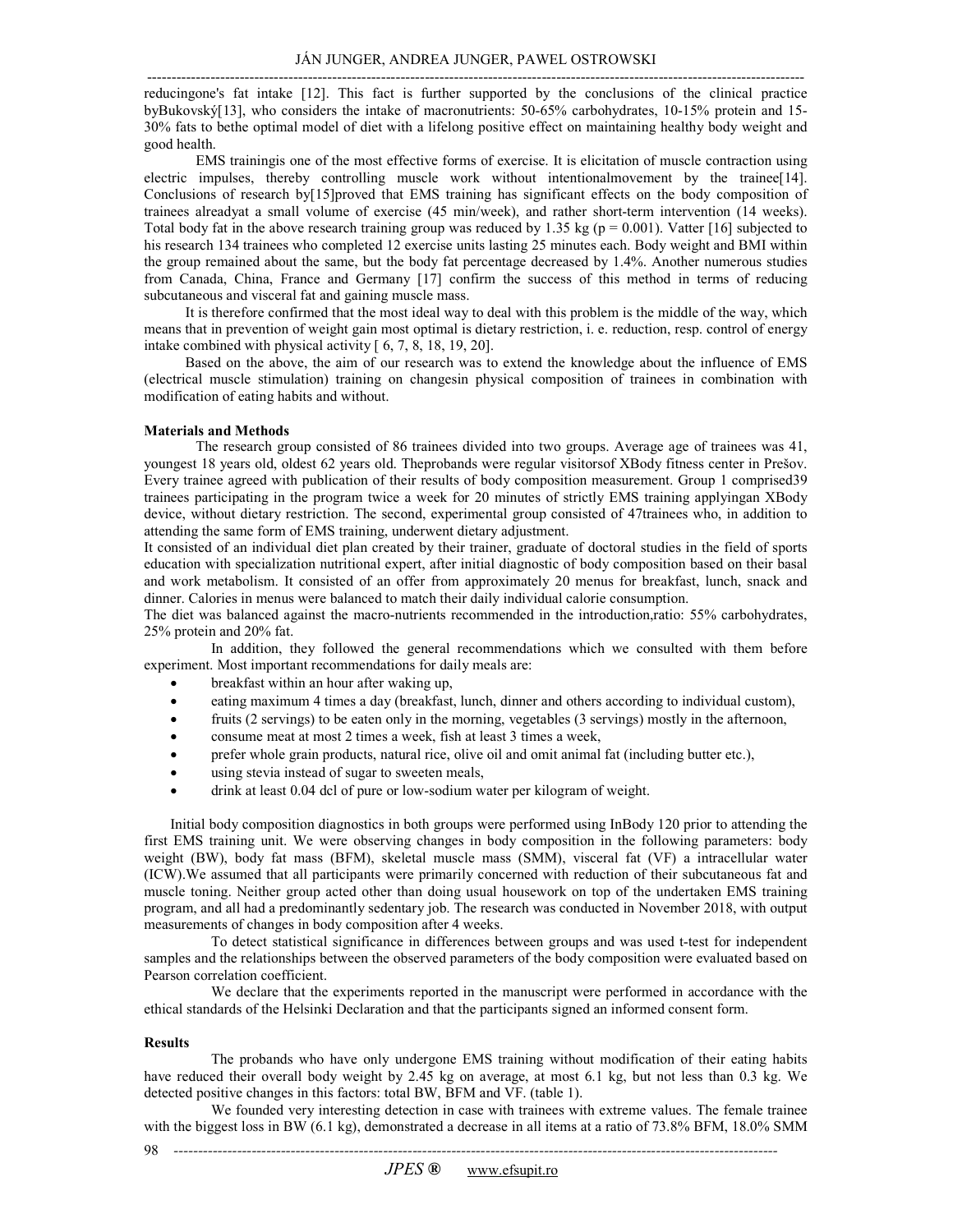reducingone's fat intake [12]. This fact is further supported by the conclusions of the clinical practice byBukovský[13], who considers the intake of macronutrients: 50-65% carbohydrates, 10-15% protein and 15-30% fats to bethe optimal model of diet with a lifelong positive effect on maintaining healthy body weight and good health.

EMS trainingis one of the most effective forms of exercise. It is elicitation of muscle contraction using electric impulses, thereby controlling muscle work without intentionalmovement by the trainee[14]. Conclusions of research by[15]proved that EMS training has significant effects on the body composition of trainees alreadyat a small volume of exercise (45 min/week), and rather short-term intervention (14 weeks). Total body fat in the above research training group was reduced by 1.35 kg ($p = 0.001$). Vatter [16] subjected to his research 134 trainees who completed 12 exercise units lasting 25 minutes each. Body weight and BMI within the group remained about the same, but the body fat percentage decreased by 1.4%. Another numerous studies from Canada, China, France and Germany [17] confirm the success of this method in terms of reducing subcutaneous and visceral fat and gaining muscle mass.

It is therefore confirmed that the most ideal way to deal with this problem is the middle of the way, which means that in prevention of weight gain most optimal is dietary restriction, i. e. reduction, resp. control of energy intake combined with physical activity [ 6, 7, 8, 18, 19, 20].

Based on the above, the aim of our research was to extend the knowledge about the influence of EMS (electrical muscle stimulation) training on changesin physical composition of trainees in combination with modification of eating habits and without.

**Materials and Methods**

The research group consisted of 86 trainees divided into two groups. Average age of trainees was 41, youngest 18 years old, oldest 62 years old. Theprobands were regular visitorsof XBody fitness center in Prešov. Every trainee agreed with publication of their results of body composition measurement. Group 1 comprised39 trainees participating in the program twice a week for 20 minutes of strictly EMS training applyingan XBody device, without dietary restriction. The second, experimental group consisted of 47trainees who, in addition to attending the same form of EMS training, underwent dietary adjustment.

It consisted of an individual diet plan created by their trainer, graduate of doctoral studies in the field of sports education with specialization nutritional expert, after initial diagnostic of body composition based on their basal and work metabolism. It consisted of an offer from approximately 20 menus for breakfast, lunch, snack and dinner. Calories in menus were balanced to match their daily individual calorie consumption.

The diet was balanced against the macro-nutrients recommended in the introduction,ratio: 55% carbohydrates, 25% protein and 20% fat.

In addition, they followed the general recommendations which we consulted with them before experiment. Most important recommendations for daily meals are:

- breakfast within an hour after waking up,
- eating maximum 4 times a day (breakfast, lunch, dinner and others according to individual custom),
- fruits (2 servings) to be eaten only in the morning, vegetables (3 servings) mostly in the afternoon,
- consume meat at most 2 times a week, fish at least 3 times a week,
- prefer whole grain products, natural rice, olive oil and omit animal fat (including butter etc.),
- using stevia instead of sugar to sweeten meals,
- drink at least 0.04 dcl of pure or low-sodium water per kilogram of weight.

Initial body composition diagnostics in both groups were performed using InBody 120 prior to attending the first EMS training unit. We were observing changes in body composition in the following parameters: body weight (BW), body fat mass (BFM), skeletal muscle mass (SMM), visceral fat (VF) a intracellular water (ICW).We assumed that all participants were primarily concerned with reduction of their subcutaneous fat and muscle toning. Neither group acted other than doing usual housework on top of the undertaken EMS training program, and all had a predominantly sedentary job. The research was conducted in November 2018, with output measurements of changes in body composition after 4 weeks.

To detect statistical significance in differences between groups and was used t-test for independent samples and the relationships between the observed parameters of the body composition were evaluated based on Pearson correlation coefficient.

We declare that the experiments reported in the manuscript were performed in accordance with the ethical standards of the Helsinki Declaration and that the participants signed an informed consent form.

**Results**

The probands who have only undergone EMS training without modification of their eating habits have reduced their overall body weight by 2.45 kg on average, at most 6.1 kg, but not less than 0.3 kg. We detected positive changes in this factors: total BW, BFM and VF. (table 1).

We founded very interesting detection in case with trainees with extreme values. The female trainee with the biggest loss in BW (6.1 kg), demonstrated a decrease in all items at a ratio of 73.8% BFM, 18.0% SMM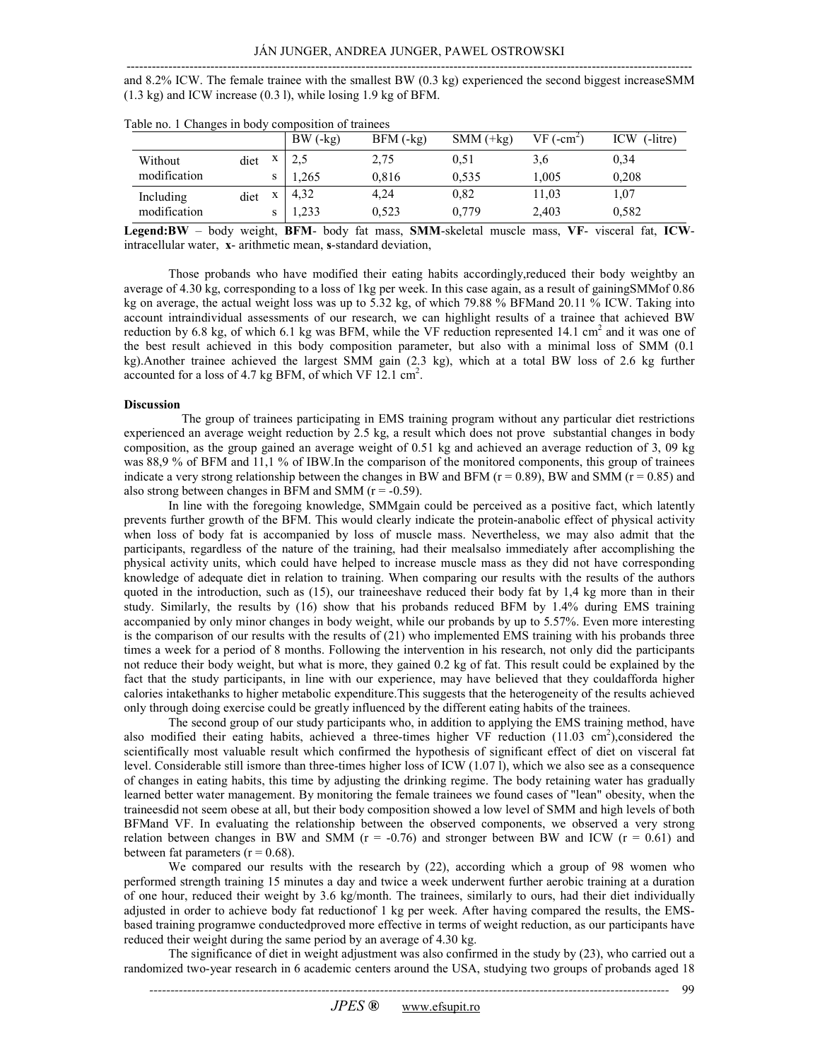and 8.2% ICW. The female trainee with the smallest BW (0.3 kg) experienced the second biggest increaseSMM (1.3 kg) and ICW increase (0.3 l), while losing 1.9 kg of BFM.

Table no. 1 Changes in body composition of trainees

| | | BW (-kg) | BFM (-kg) | SMM (+kg) | VF (-cm$^2$) | ICW (-litre) |
|---|---|---|---|---|---|---|
| Without diet modification | x | 2,5 | 2,75 | 0,51 | 3,6 | 0,34 |
| | s | 1,265 | 0,816 | 0,535 | 1,005 | 0,208 |
| Including diet modification | x | 4,32 | 4,24 | 0,82 | 11,03 | 1,07 |
| | s | 1,233 | 0,523 | 0,779 | 2,403 | 0,582 |

**Legend:BW** – body weight, **BFM**- body fat mass, **SMM**-skeletal muscle mass, **VF**- visceral fat, **ICW**-intracellular water, **x**- arithmetic mean, **s**-standard deviation,

Those probands who have modified their eating habits accordingly,reduced their body weightby an average of 4.30 kg, corresponding to a loss of 1kg per week. In this case again, as a result of gainingSMMof 0.86 kg on average, the actual weight loss was up to 5.32 kg, of which 79.88 % BFMand 20.11 % ICW. Taking into account intraindividual assessments of our research, we can highlight results of a trainee that achieved BW reduction by 6.8 kg, of which 6.1 kg was BFM, while the VF reduction represented 14.1 cm$^2$ and it was one of the best result achieved in this body composition parameter, but also with a minimal loss of SMM (0.1 kg).Another trainee achieved the largest SMM gain (2.3 kg), which at a total BW loss of 2.6 kg further accounted for a loss of 4.7 kg BFM, of which VF 12.1 cm$^2$.

**Discussion**

The group of trainees participating in EMS training program without any particular diet restrictions experienced an average weight reduction by 2.5 kg, a result which does not prove substantial changes in body composition, as the group gained an average weight of 0.51 kg and achieved an average reduction of 3, 09 kg was 88,9 % of BFM and 11,1 % of IBW.In the comparison of the monitored components, this group of trainees indicate a very strong relationship between the changes in BW and BFM ($r = 0.89$), BW and SMM ($r = 0.85$) and also strong between changes in BFM and SMM ($r = -0.59$).

In line with the foregoing knowledge, SMMgain could be perceived as a positive fact, which latently prevents further growth of the BFM. This would clearly indicate the protein-anabolic effect of physical activity when loss of body fat is accompanied by loss of muscle mass. Nevertheless, we may also admit that the participants, regardless of the nature of the training, had their mealsalso immediately after accomplishing the physical activity units, which could have helped to increase muscle mass as they did not have corresponding knowledge of adequate diet in relation to training. When comparing our results with the results of the authors quoted in the introduction, such as (15), our traineeshave reduced their body fat by 1,4 kg more than in their study. Similarly, the results by (16) show that his probands reduced BFM by 1.4% during EMS training accompanied by only minor changes in body weight, while our probands by up to 5.57%. Even more interesting is the comparison of our results with the results of (21) who implemented EMS training with his probands three times a week for a period of 8 months. Following the intervention in his research, not only did the participants not reduce their body weight, but what is more, they gained 0.2 kg of fat. This result could be explained by the fact that the study participants, in line with our experience, may have believed that they couldafforda higher calories intakethanks to higher metabolic expenditure.This suggests that the heterogeneity of the results achieved only through doing exercise could be greatly influenced by the different eating habits of the trainees.

The second group of our study participants who, in addition to applying the EMS training method, have also modified their eating habits, achieved a three-times higher VF reduction (11.03 cm$^2$),considered the scientifically most valuable result which confirmed the hypothesis of significant effect of diet on visceral fat level. Considerable still ismore than three-times higher loss of ICW (1.07 l), which we also see as a consequence of changes in eating habits, this time by adjusting the drinking regime. The body retaining water has gradually learned better water management. By monitoring the female trainees we found cases of "lean" obesity, when the traineesdid not seem obese at all, but their body composition showed a low level of SMM and high levels of both BFMand VF. In evaluating the relationship between the observed components, we observed a very strong relation between changes in BW and SMM ($r = -0.76$) and stronger between BW and ICW ($r = 0.61$) and between fat parameters ($r = 0.68$).

We compared our results with the research by (22), according which a group of 98 women who performed strength training 15 minutes a day and twice a week underwent further aerobic training at a duration of one hour, reduced their weight by 3.6 kg/month. The trainees, similarly to ours, had their diet individually adjusted in order to achieve body fat reductionof 1 kg per week. After having compared the results, the EMS-based training programwe conductedproved more effective in terms of weight reduction, as our participants have reduced their weight during the same period by an average of 4.30 kg.

The significance of diet in weight adjustment was also confirmed in the study by (23), who carried out a randomized two-year research in 6 academic centers around the USA, studying two groups of probands aged 18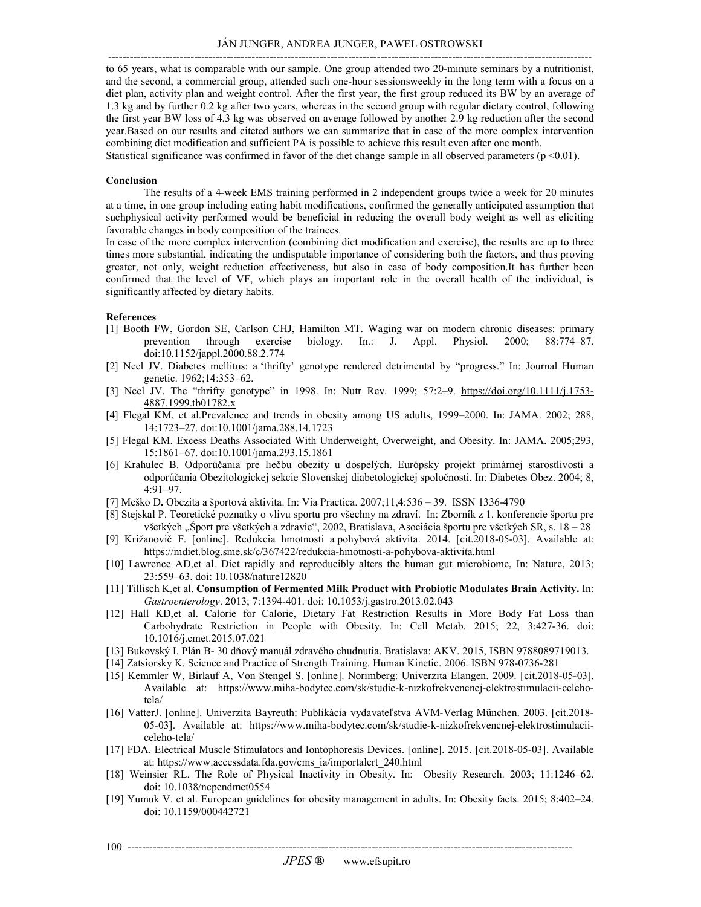to 65 years, what is comparable with our sample. One group attended two 20-minute seminars by a nutritionist, and the second, a commercial group, attended such one-hour sessionsweekly in the long term with a focus on a diet plan, activity plan and weight control. After the first year, the first group reduced its BW by an average of 1.3 kg and by further 0.2 kg after two years, whereas in the second group with regular dietary control, following the first year BW loss of 4.3 kg was observed on average followed by another 2.9 kg reduction after the second year.Based on our results and citeted authors we can summarize that in case of the more complex intervention combining diet modification and sufficient PA is possible to achieve this result even after one month.
Statistical significance was confirmed in favor of the diet change sample in all observed parameters ($p < 0.01$).

## Conclusion

The results of a 4-week EMS training performed in 2 independent groups twice a week for 20 minutes at a time, in one group including eating habit modifications, confirmed the generally anticipated assumption that suchphysical activity performed would be beneficial in reducing the overall body weight as well as eliciting favorable changes in body composition of the trainees.
In case of the more complex intervention (combining diet modification and exercise), the results are up to three times more substantial, indicating the undisputable importance of considering both the factors, and thus proving greater, not only, weight reduction effectiveness, but also in case of body composition.It has further been confirmed that the level of VF, which plays an important role in the overall health of the individual, is significantly affected by dietary habits.

## References

[1] Booth FW, Gordon SE, Carlson CHJ, Hamilton MT. Waging war on modern chronic diseases: primary prevention through exercise biology. In.: J. Appl. Physiol. 2000; 88:774–87. doi:10.1152/jappl.2000.88.2.774
[2] Neel JV. Diabetes mellitus: a 'thrifty' genotype rendered detrimental by "progress." In: Journal Human genetic. 1962;14:353–62.
[3] Neel JV. The "thrifty genotype" in 1998. In: Nutr Rev. 1999; 57:2–9. https://doi.org/10.1111/j.1753-4887.1999.tb01782.x
[4] Flegal KM, et al.Prevalence and trends in obesity among US adults, 1999–2000. In: JAMA. 2002; 288, 14:1723–27. doi:10.1001/jama.288.14.1723
[5] Flegal KM. Excess Deaths Associated With Underweight, Overweight, and Obesity. In: JAMA. 2005;293, 15:1861–67. doi:10.1001/jama.293.15.1861
[6] Krahulec B. Odporúčania pre liečbu obezity u dospelých. Európsky projekt primárnej starostlivosti a odporúčania Obezitologickej sekcie Slovenskej diabetologickej spoločnosti. In: Diabetes Obez. 2004; 8, 4:91–97.
[7] Meško D**.** Obezita a športová aktivita. In: Via Practica. 2007;11,4:536 – 39. ISSN 1336-4790
[8] Stejskal P. Teoretické poznatky o vlivu sportu pro všechny na zdraví. In: Zborník z 1. konferencie športu pre všetkých „Šport pre všetkých a zdravie", 2002, Bratislava, Asociácia športu pre všetkých SR, s. 18 – 28
[9] Križanovič F. [online]. Redukcia hmotnosti a pohybová aktivita. 2014. [cit.2018-05-03]. Available at: https://mdiet.blog.sme.sk/c/367422/redukcia-hmotnosti-a-pohybova-aktivita.html
[10] Lawrence AD,et al. Diet rapidly and reproducibly alters the human gut microbiome, In: Nature, 2013; 23:559–63. doi: 10.1038/nature12820
[11] Tillisch K,et al. **Consumption of Fermented Milk Product with Probiotic Modulates Brain Activity.** In: *Gastroenterology*. 2013; 7:1394-401. doi: 10.1053/j.gastro.2013.02.043
[12] Hall KD,et al. Calorie for Calorie, Dietary Fat Restriction Results in More Body Fat Loss than Carbohydrate Restriction in People with Obesity. In: Cell Metab. 2015; 22, 3:427-36. doi: 10.1016/j.cmet.2015.07.021
[13] Bukovský I. Plán B- 30 dňový manuál zdravého chudnutia. Bratislava: AKV. 2015, ISBN 9788089719013.
[14] Zatsiorsky K. Science and Practice of Strength Training. Human Kinetic. 2006. ISBN 978-0736-281
[15] Kemmler W, Birlauf A, Von Stengel S. [online]. Norimberg: Univerzita Elangen. 2009. [cit.2018-05-03]. Available at: https://www.miha-bodytec.com/sk/studie-k-nizkofrekvencnej-elektrostimulacii-celeho-tela/
[16] VatterJ. [online]. Univerzita Bayreuth: Publikácia vydavateľstva AVM-Verlag München. 2003. [cit.2018-05-03]. Available at: https://www.miha-bodytec.com/sk/studie-k-nizkofrekvencnej-elektrostimulacii-celeho-tela/
[17] FDA. Electrical Muscle Stimulators and Iontophoresis Devices. [online]. 2015. [cit.2018-05-03]. Available at: https://www.accessdata.fda.gov/cms_ia/importalert_240.html
[18] Weinsier RL. The Role of Physical Inactivity in Obesity. In: Obesity Research. 2003; 11:1246–62. doi: 10.1038/ncpendmet0554
[19] Yumuk V. et al. European guidelines for obesity management in adults. In: Obesity facts. 2015; 8:402–24. doi: 10.1159/000442721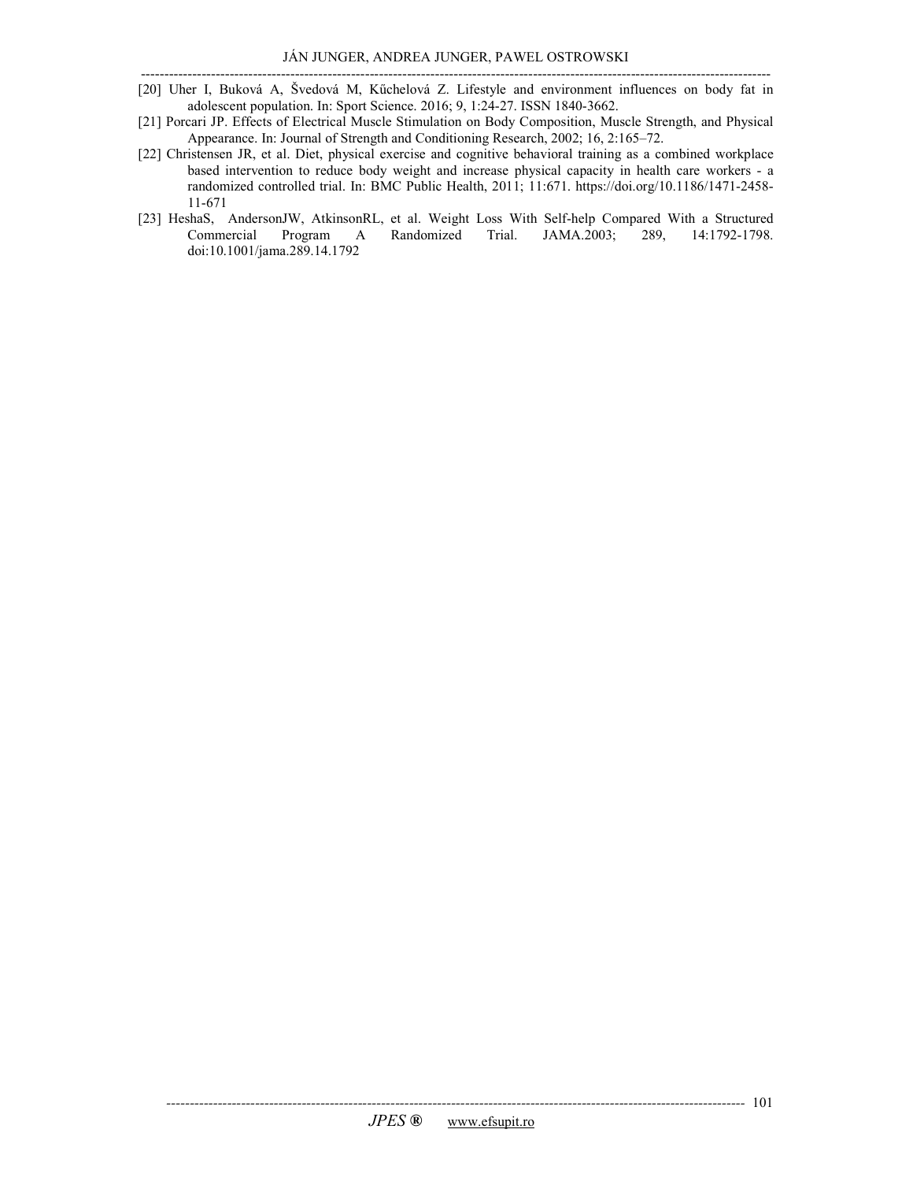[20] Uher I, Buková A, Švedová M, Kűchelová Z. Lifestyle and environment influences on body fat in adolescent population. In: Sport Science. 2016; 9, 1:24-27. ISSN 1840-3662.

[21] Porcari JP. Effects of Electrical Muscle Stimulation on Body Composition, Muscle Strength, and Physical Appearance. In: Journal of Strength and Conditioning Research, 2002; 16, 2:165–72.

[22] Christensen JR, et al. Diet, physical exercise and cognitive behavioral training as a combined workplace based intervention to reduce body weight and increase physical capacity in health care workers - a randomized controlled trial. In: BMC Public Health, 2011; 11:671. https://doi.org/10.1186/1471-2458-11-671

[23] HeshaS, AndersonJW, AtkinsonRL, et al. Weight Loss With Self-help Compared With a Structured Commercial Program A Randomized Trial. JAMA.2003; 289, 14:1792-1798. doi:10.1001/jama.289.14.1792